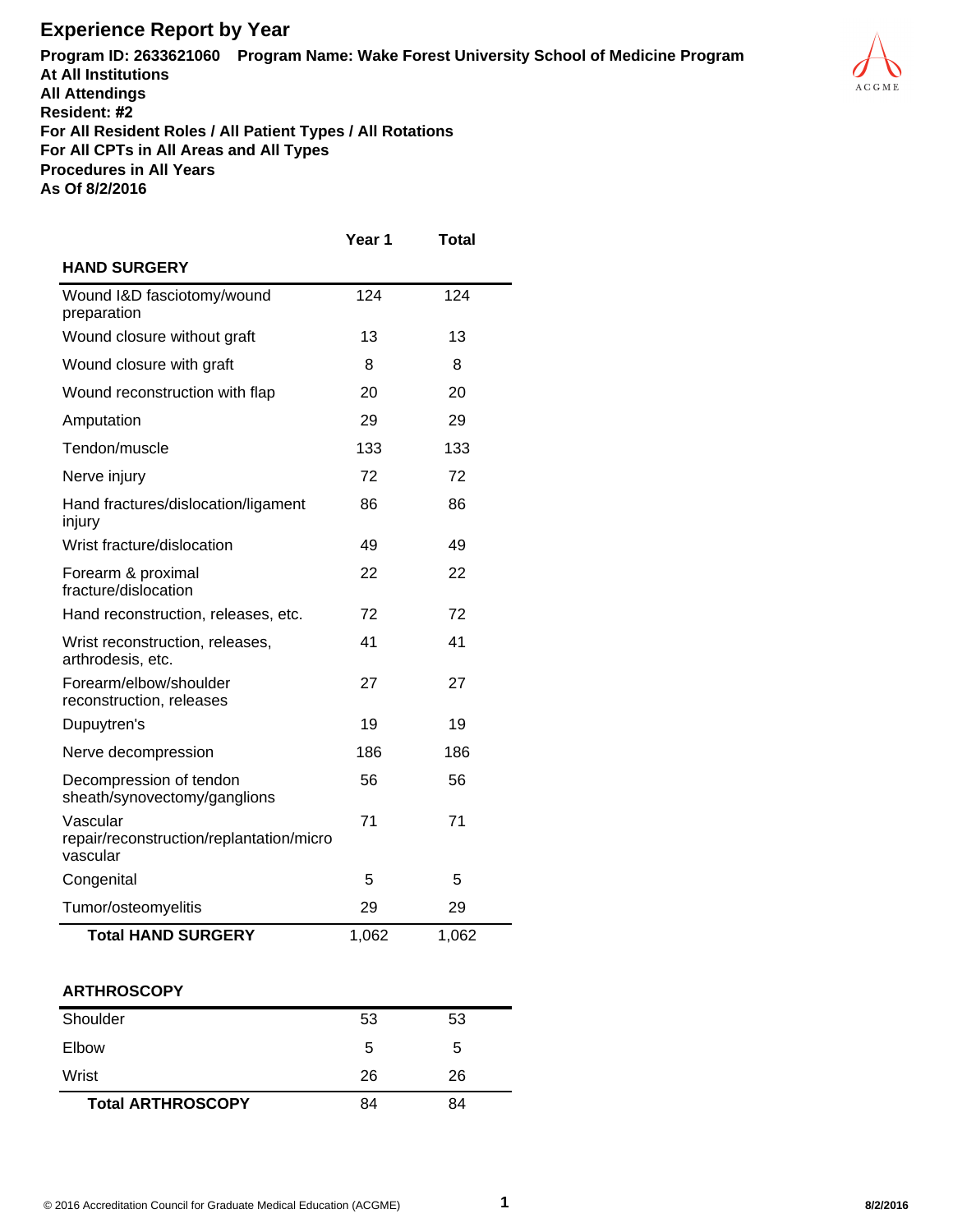# Experience Report by Year

**Program ID: 2633621060 Program Name: Wake Forest University School of Medicine Program**
**At All Institutions**
**All Attendings**
**Resident: #2**
**For All Resident Roles / All Patient Types / All Rotations**
**For All CPTs in All Areas and All Types**
**Procedures in All Years**
**As Of 8/2/2016**

| | Year 1 | Total |
|---|---|---|
| **HAND SURGERY** | | |
| Wound I&D fasciotomy/wound preparation | 124 | 124 |
| Wound closure without graft | 13 | 13 |
| Wound closure with graft | 8 | 8 |
| Wound reconstruction with flap | 20 | 20 |
| Amputation | 29 | 29 |
| Tendon/muscle | 133 | 133 |
| Nerve injury | 72 | 72 |
| Hand fractures/dislocation/ligament injury | 86 | 86 |
| Wrist fracture/dislocation | 49 | 49 |
| Forearm & proximal fracture/dislocation | 22 | 22 |
| Hand reconstruction, releases, etc. | 72 | 72 |
| Wrist reconstruction, releases, arthrodesis, etc. | 41 | 41 |
| Forearm/elbow/shoulder reconstruction, releases | 27 | 27 |
| Dupuytren's | 19 | 19 |
| Nerve decompression | 186 | 186 |
| Decompression of tendon sheath/synovectomy/ganglions | 56 | 56 |
| Vascular repair/reconstruction/replantation/micro vascular | 71 | 71 |
| Congenital | 5 | 5 |
| Tumor/osteomyelitis | 29 | 29 |
| **Total HAND SURGERY** | 1,062 | 1,062 |

| | Year 1 | Total |
|---|---|---|
| **ARTHROSCOPY** | | |
| Shoulder | 53 | 53 |
| Elbow | 5 | 5 |
| Wrist | 26 | 26 |
| **Total ARTHROSCOPY** | 84 | 84 |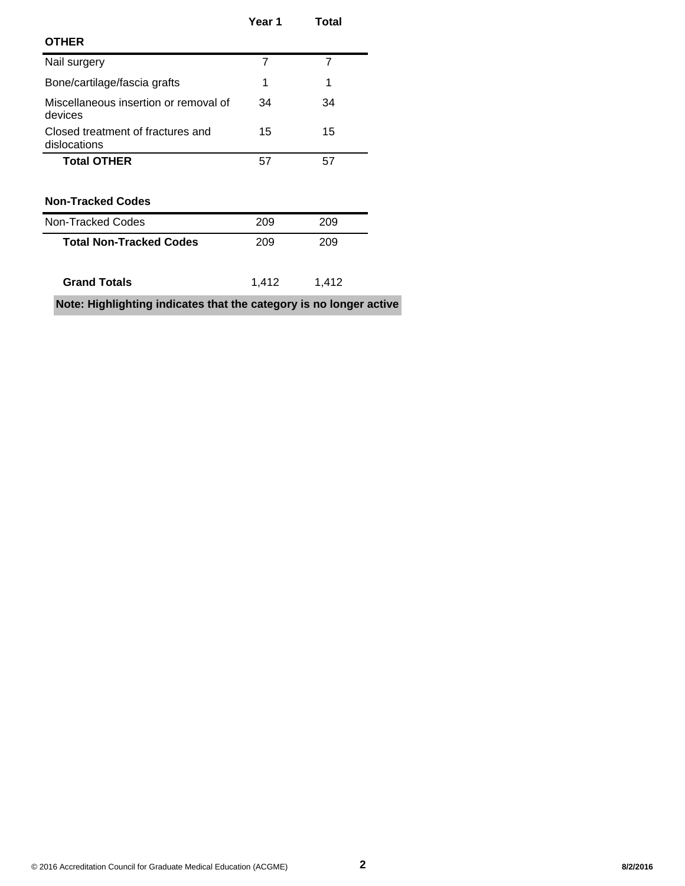| | Year 1 | Total |
|---|---|---|
| **OTHER** | | |
| Nail surgery | 7 | 7 |
| Bone/cartilage/fascia grafts | 1 | 1 |
| Miscellaneous insertion or removal of devices | 34 | 34 |
| Closed treatment of fractures and dislocations | 15 | 15 |
| **Total OTHER** | 57 | 57 |
| **Non-Tracked Codes** | | |
| Non-Tracked Codes | 209 | 209 |
| **Total Non-Tracked Codes** | 209 | 209 |
| **Grand Totals** | 1,412 | 1,412 |

**Note: Highlighting indicates that the category is no longer active**